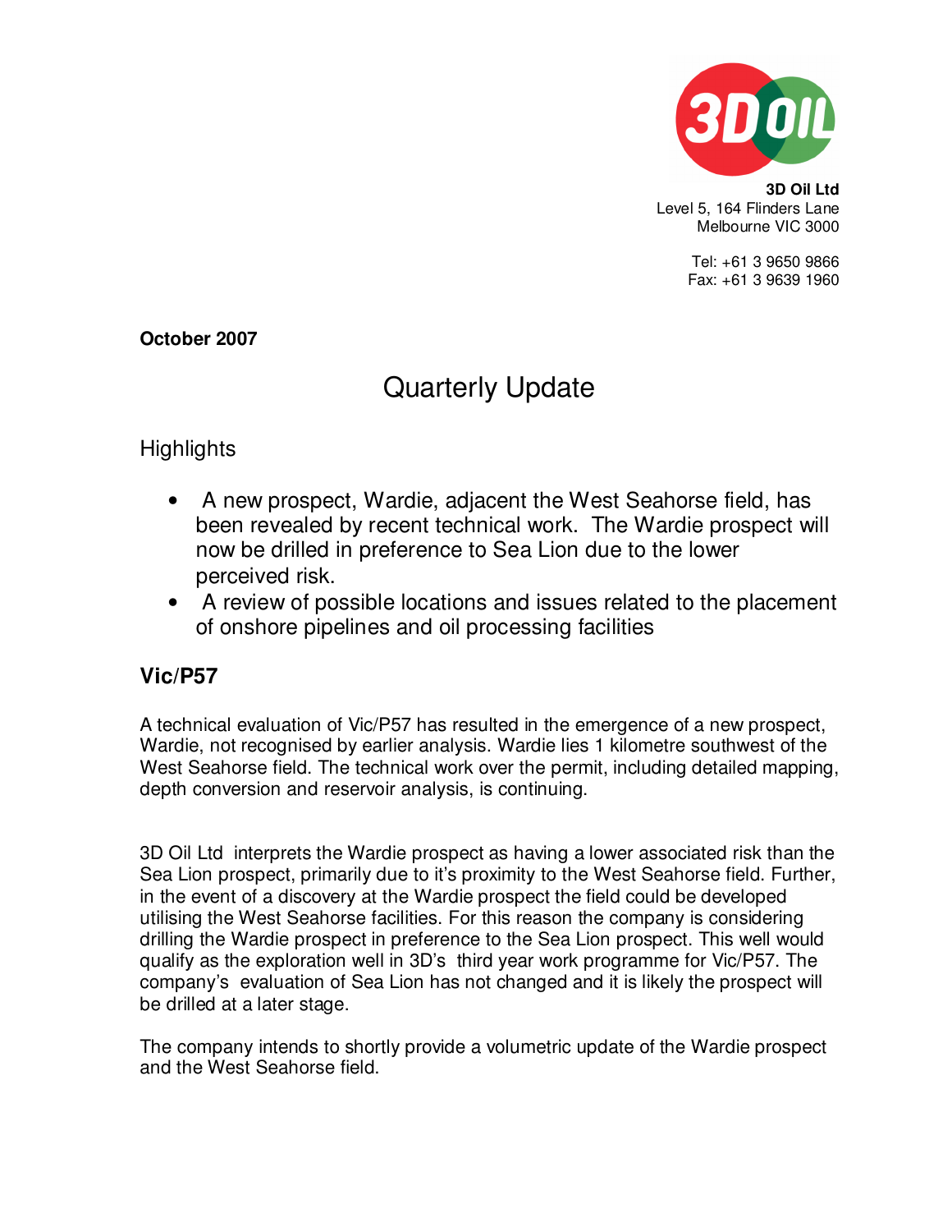**3D Oil Ltd**
Level 5, 164 Flinders Lane
Melbourne VIC 3000

Tel: +61 3 9650 9866
Fax: +61 3 9639 1960

**October 2007**

# Quarterly Update

## Highlights

- A new prospect, Wardie, adjacent the West Seahorse field, has been revealed by recent technical work. The Wardie prospect will now be drilled in preference to Sea Lion due to the lower perceived risk.
- A review of possible locations and issues related to the placement of onshore pipelines and oil processing facilities

## Vic/P57

A technical evaluation of Vic/P57 has resulted in the emergence of a new prospect, Wardie, not recognised by earlier analysis. Wardie lies 1 kilometre southwest of the West Seahorse field. The technical work over the permit, including detailed mapping, depth conversion and reservoir analysis, is continuing.

3D Oil Ltd interprets the Wardie prospect as having a lower associated risk than the Sea Lion prospect, primarily due to it's proximity to the West Seahorse field. Further, in the event of a discovery at the Wardie prospect the field could be developed utilising the West Seahorse facilities. For this reason the company is considering drilling the Wardie prospect in preference to the Sea Lion prospect. This well would qualify as the exploration well in 3D's third year work programme for Vic/P57. The company's evaluation of Sea Lion has not changed and it is likely the prospect will be drilled at a later stage.

The company intends to shortly provide a volumetric update of the Wardie prospect and the West Seahorse field.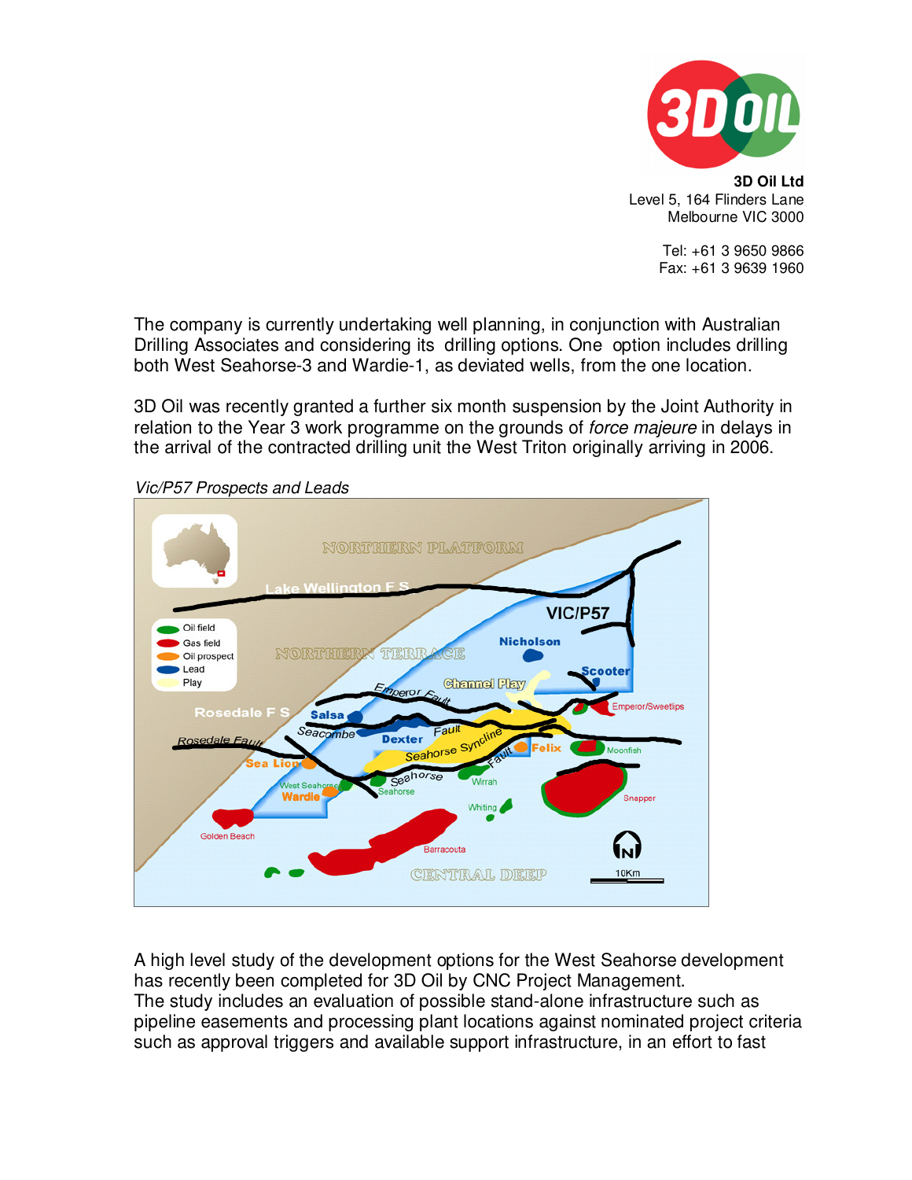The company is currently undertaking well planning, in conjunction with Australian Drilling Associates and considering its drilling options. One option includes drilling both West Seahorse-3 and Wardie-1, as deviated wells, from the one location.

3D Oil was recently granted a further six month suspension by the Joint Authority in relation to the Year 3 work programme on the grounds of *force majeure* in delays in the arrival of the contracted drilling unit the West Triton originally arriving in 2006.

*Vic/P57 Prospects and Leads*

NORTHERN PLATFORM
Lake Wellington F S
VIC/P57
Oil field
Gas field
Oil prospect
Lead
Play
NORTHERN TERRACE
Nicholson
Scooter
Channel Play
Emperor Fault
Emperor/Sweetlips
Rosedale F S
Salsa
Seacombe
Dexter
Fault
Rosedale Fault
Seahorse Syncline
Fault
Felix
Moonfish
Sea Lion
Seahorse
Wirrah
West Seahorse
Wardie
Seahorse
Snapper
Whiting
Golden Beach
Barracouta
N
CENTRAL DEEP
10Km

A high level study of the development options for the West Seahorse development has recently been completed for 3D Oil by CNC Project Management.
The study includes an evaluation of possible stand-alone infrastructure such as pipeline easements and processing plant locations against nominated project criteria such as approval triggers and available support infrastructure, in an effort to fast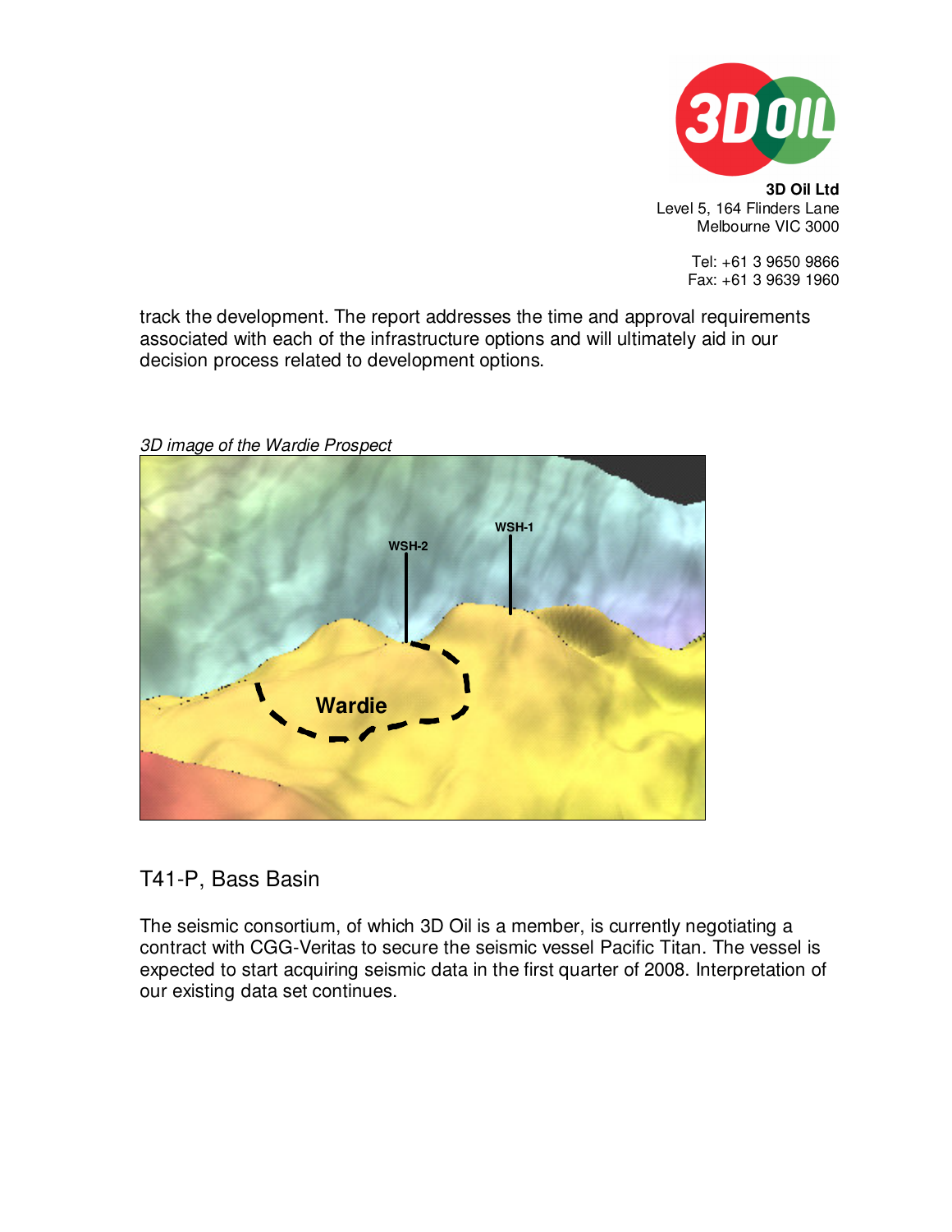track the development. The report addresses the time and approval requirements associated with each of the infrastructure options and will ultimately aid in our decision process related to development options.

*3D image of the Wardie Prospect*

WSH-2

WSH-1

Wardie

## T41-P, Bass Basin

The seismic consortium, of which 3D Oil is a member, is currently negotiating a contract with CGG-Veritas to secure the seismic vessel Pacific Titan. The vessel is expected to start acquiring seismic data in the first quarter of 2008. Interpretation of our existing data set continues.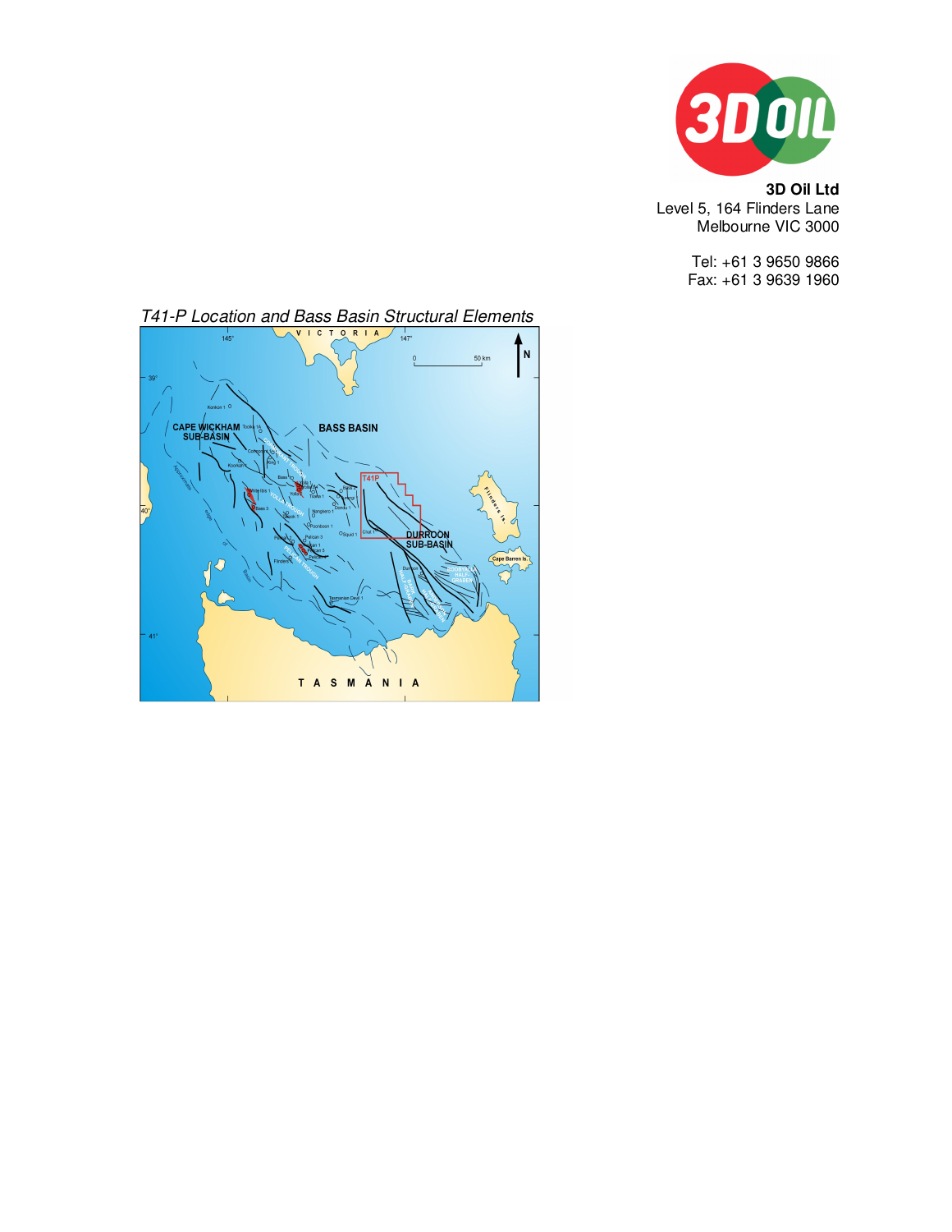**3D Oil Ltd**
Level 5, 164 Flinders Lane
Melbourne VIC 3000

Tel: +61 3 9650 9866
Fax: +61 3 9639 1960

*T41-P Location and Bass Basin Structural Elements*

VICTORIA

145°

147°

0

50 km

N

39°

40°

41°

CAPE WICKHAM SUB-BASIN

BASS BASIN

T41P

DURROON SUB-BASIN

Flinders Is.

Cape Barren Is.

TASMANIA